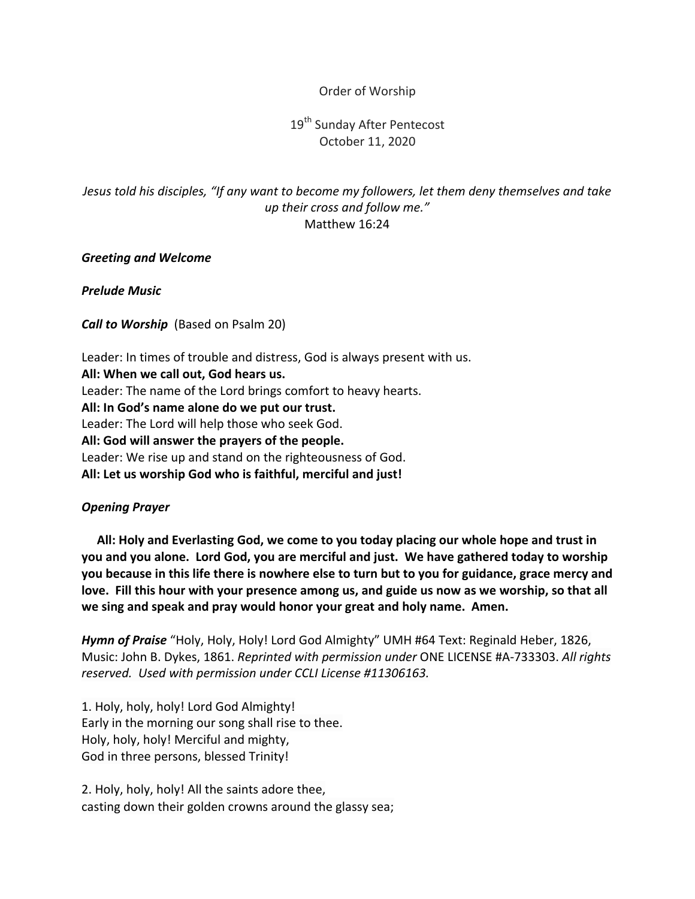Order of Worship

19th Sunday After Pentecost
October 11, 2020

*Jesus told his disciples, "If any want to become my followers, let them deny themselves and take up their cross and follow me."*
Matthew 16:24

***Greeting and Welcome***

***Prelude Music***

***Call to Worship*** (Based on Psalm 20)

Leader: In times of trouble and distress, God is always present with us.
**All: When we call out, God hears us.**
Leader: The name of the Lord brings comfort to heavy hearts.
**All: In God's name alone do we put our trust.**
Leader: The Lord will help those who seek God.
**All: God will answer the prayers of the people.**
Leader: We rise up and stand on the righteousness of God.
**All: Let us worship God who is faithful, merciful and just!**

***Opening Prayer***

**All: Holy and Everlasting God, we come to you today placing our whole hope and trust in you and you alone. Lord God, you are merciful and just. We have gathered today to worship you because in this life there is nowhere else to turn but to you for guidance, grace mercy and love. Fill this hour with your presence among us, and guide us now as we worship, so that all we sing and speak and pray would honor your great and holy name. Amen.**

***Hymn of Praise*** "Holy, Holy, Holy! Lord God Almighty" UMH #64 Text: Reginald Heber, 1826, Music: John B. Dykes, 1861. *Reprinted with permission under* ONE LICENSE #A-733303. *All rights reserved. Used with permission under CCLI License #11306163.*

1. Holy, holy, holy! Lord God Almighty!
Early in the morning our song shall rise to thee.
Holy, holy, holy! Merciful and mighty,
God in three persons, blessed Trinity!

2. Holy, holy, holy! All the saints adore thee,
casting down their golden crowns around the glassy sea;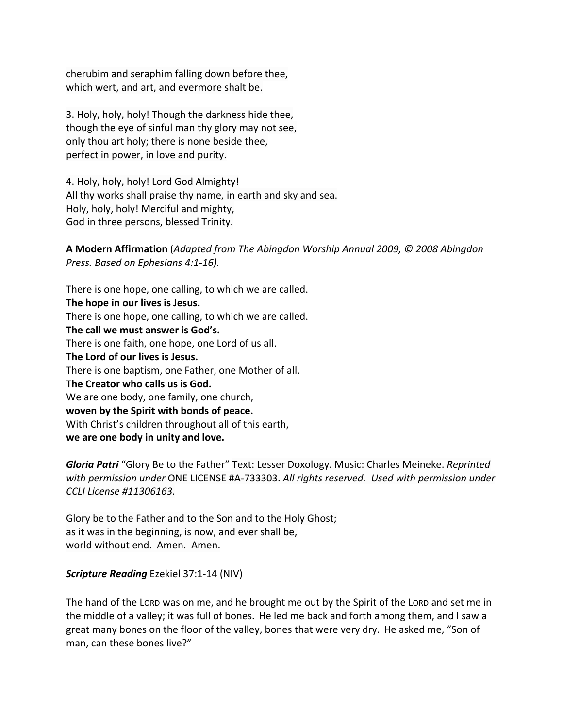cherubim and seraphim falling down before thee,
which wert, and art, and evermore shalt be.

3. Holy, holy, holy! Though the darkness hide thee,
though the eye of sinful man thy glory may not see,
only thou art holy; there is none beside thee,
perfect in power, in love and purity.

4. Holy, holy, holy! Lord God Almighty!
All thy works shall praise thy name, in earth and sky and sea.
Holy, holy, holy! Merciful and mighty,
God in three persons, blessed Trinity.

**A Modern Affirmation** (*Adapted from The Abingdon Worship Annual 2009, © 2008 Abingdon Press. Based on Ephesians 4:1-16).*

There is one hope, one calling, to which we are called.
**The hope in our lives is Jesus.**
There is one hope, one calling, to which we are called.
**The call we must answer is God's.**
There is one faith, one hope, one Lord of us all.
**The Lord of our lives is Jesus.**
There is one baptism, one Father, one Mother of all.
**The Creator who calls us is God.**
We are one body, one family, one church,
**woven by the Spirit with bonds of peace.**
With Christ's children throughout all of this earth,
**we are one body in unity and love.**

***Gloria Patri*** "Glory Be to the Father" Text: Lesser Doxology. Music: Charles Meineke. *Reprinted with permission under* ONE LICENSE #A-733303. *All rights reserved. Used with permission under CCLI License #11306163.*

Glory be to the Father and to the Son and to the Holy Ghost;
as it was in the beginning, is now, and ever shall be,
world without end. Amen. Amen.

***Scripture Reading*** Ezekiel 37:1-14 (NIV)

The hand of the LORD was on me, and he brought me out by the Spirit of the LORD and set me in the middle of a valley; it was full of bones. He led me back and forth among them, and I saw a great many bones on the floor of the valley, bones that were very dry. He asked me, "Son of man, can these bones live?"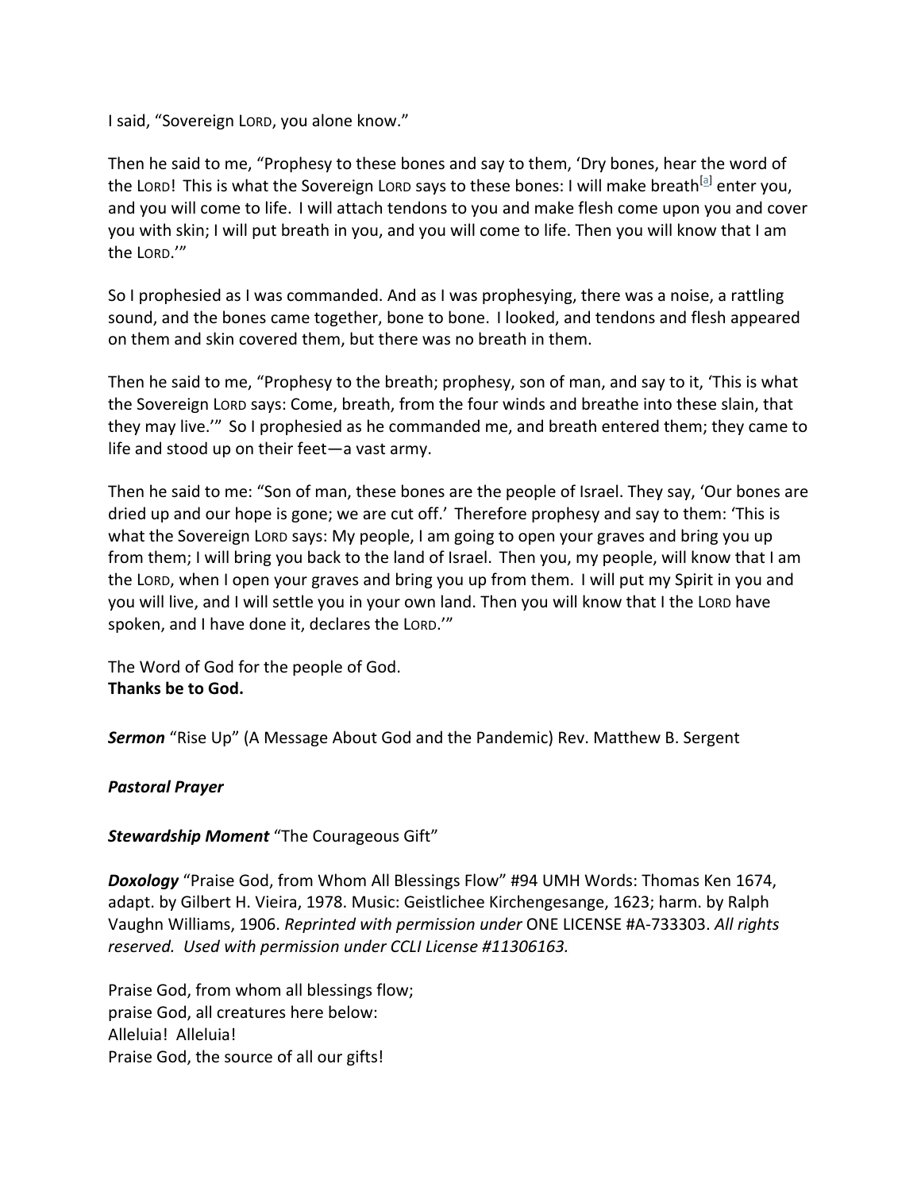I said, "Sovereign LORD, you alone know."

Then he said to me, "Prophesy to these bones and say to them, 'Dry bones, hear the word of the LORD! This is what the Sovereign LORD says to these bones: I will make breath[a] enter you, and you will come to life. I will attach tendons to you and make flesh come upon you and cover you with skin; I will put breath in you, and you will come to life. Then you will know that I am the LORD.'"

So I prophesied as I was commanded. And as I was prophesying, there was a noise, a rattling sound, and the bones came together, bone to bone. I looked, and tendons and flesh appeared on them and skin covered them, but there was no breath in them.

Then he said to me, "Prophesy to the breath; prophesy, son of man, and say to it, 'This is what the Sovereign LORD says: Come, breath, from the four winds and breathe into these slain, that they may live.'" So I prophesied as he commanded me, and breath entered them; they came to life and stood up on their feet—a vast army.

Then he said to me: "Son of man, these bones are the people of Israel. They say, 'Our bones are dried up and our hope is gone; we are cut off.' Therefore prophesy and say to them: 'This is what the Sovereign LORD says: My people, I am going to open your graves and bring you up from them; I will bring you back to the land of Israel. Then you, my people, will know that I am the LORD, when I open your graves and bring you up from them. I will put my Spirit in you and you will live, and I will settle you in your own land. Then you will know that I the LORD have spoken, and I have done it, declares the LORD.'"

The Word of God for the people of God.
**Thanks be to God.**

***Sermon*** "Rise Up" (A Message About God and the Pandemic) Rev. Matthew B. Sergent

***Pastoral Prayer***

***Stewardship Moment*** "The Courageous Gift"

***Doxology*** "Praise God, from Whom All Blessings Flow" #94 UMH Words: Thomas Ken 1674, adapt. by Gilbert H. Vieira, 1978. Music: Geistlichee Kirchengesange, 1623; harm. by Ralph Vaughn Williams, 1906. *Reprinted with permission under* ONE LICENSE #A-733303. *All rights reserved. Used with permission under CCLI License #11306163.*

Praise God, from whom all blessings flow;
praise God, all creatures here below:
Alleluia! Alleluia!
Praise God, the source of all our gifts!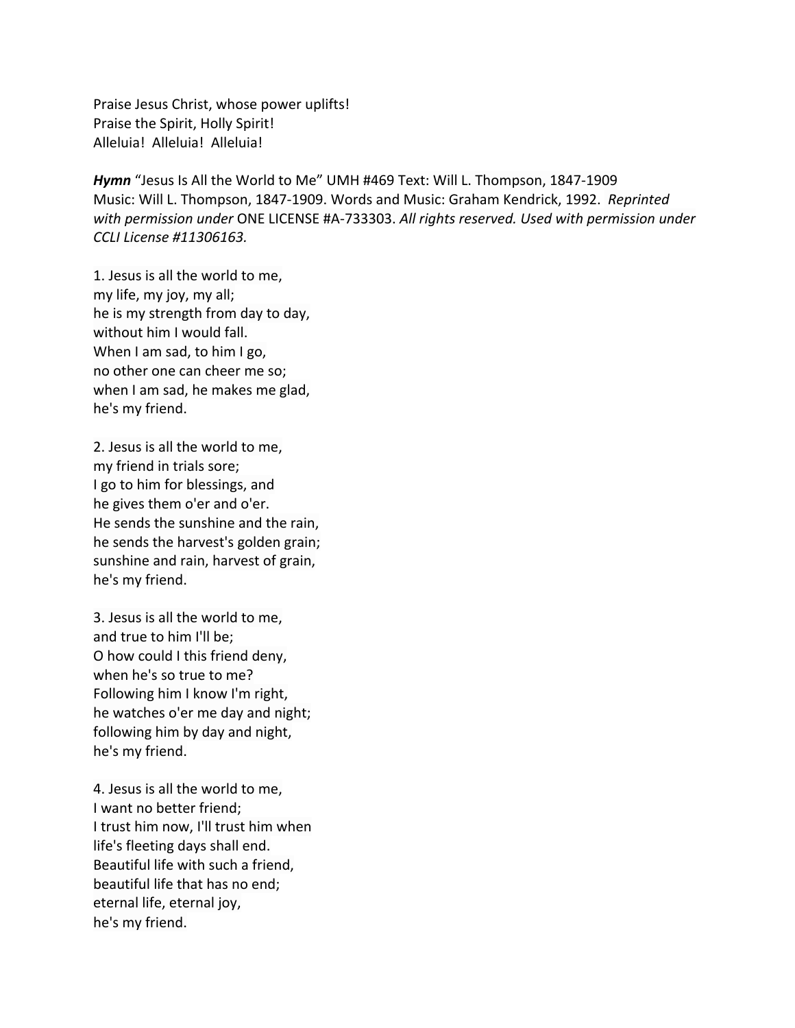Praise Jesus Christ, whose power uplifts!  
Praise the Spirit, Holly Spirit!  
Alleluia! Alleluia! Alleluia!

***Hymn*** "Jesus Is All the World to Me" UMH #469 Text: Will L. Thompson, 1847-1909  
Music: Will L. Thompson, 1847-1909. Words and Music: Graham Kendrick, 1992. *Reprinted with permission under* ONE LICENSE #A-733303. *All rights reserved. Used with permission under CCLI License #11306163.*

1. Jesus is all the world to me,  
my life, my joy, my all;  
he is my strength from day to day,  
without him I would fall.  
When I am sad, to him I go,  
no other one can cheer me so;  
when I am sad, he makes me glad,  
he's my friend.

2. Jesus is all the world to me,  
my friend in trials sore;  
I go to him for blessings, and  
he gives them o'er and o'er.  
He sends the sunshine and the rain,  
he sends the harvest's golden grain;  
sunshine and rain, harvest of grain,  
he's my friend.

3. Jesus is all the world to me,  
and true to him I'll be;  
O how could I this friend deny,  
when he's so true to me?  
Following him I know I'm right,  
he watches o'er me day and night;  
following him by day and night,  
he's my friend.

4. Jesus is all the world to me,  
I want no better friend;  
I trust him now, I'll trust him when  
life's fleeting days shall end.  
Beautiful life with such a friend,  
beautiful life that has no end;  
eternal life, eternal joy,  
he's my friend.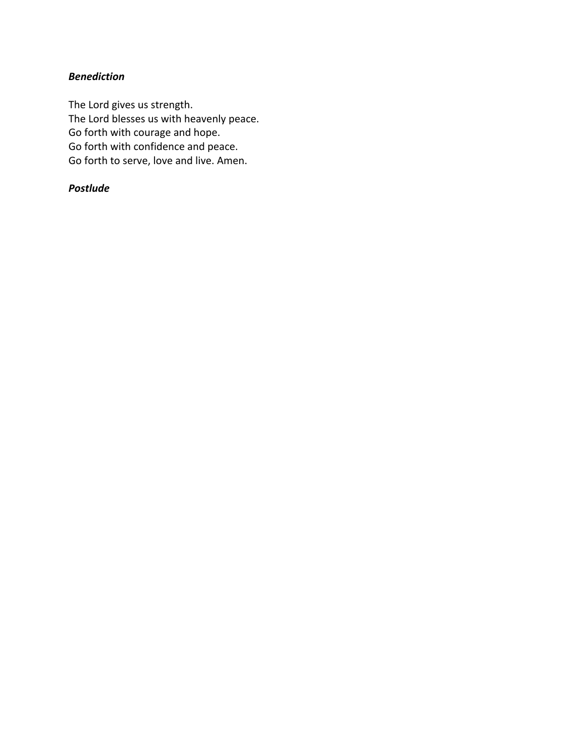***Benediction***

The Lord gives us strength.
The Lord blesses us with heavenly peace.
Go forth with courage and hope.
Go forth with confidence and peace.
Go forth to serve, love and live. Amen.

***Postlude***